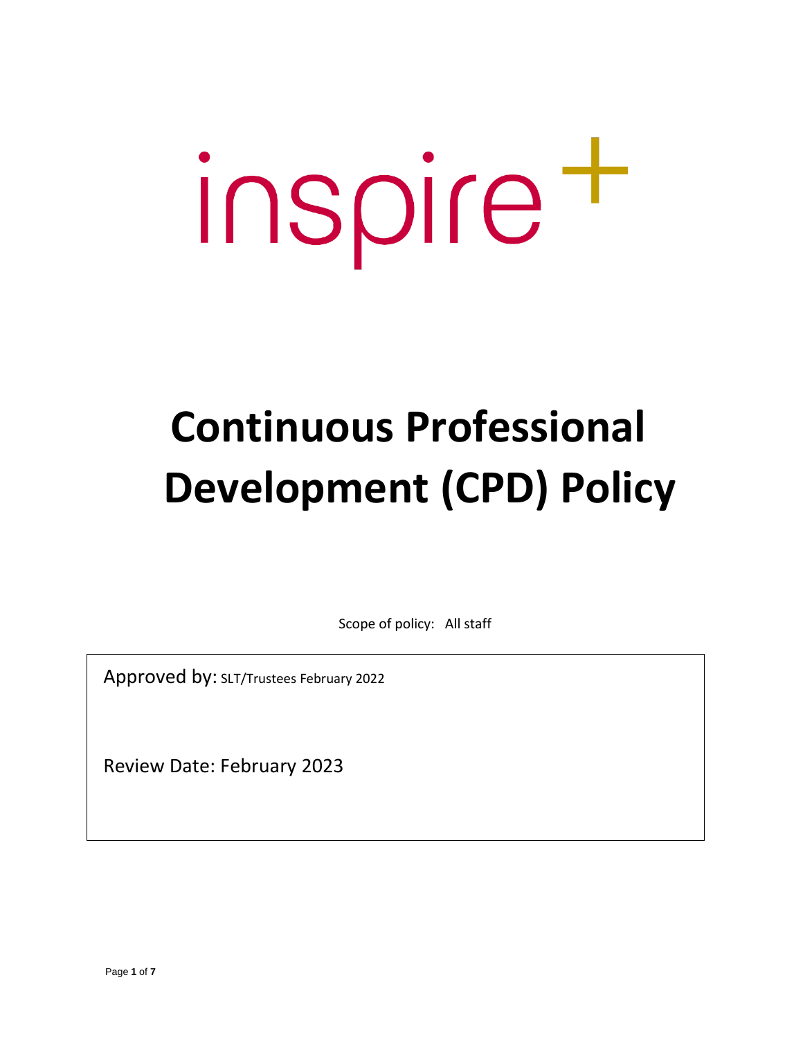inspire+

# Continuous Professional Development (CPD) Policy

Scope of policy: All staff

Approved by: SLT/Trustees February 2022

Review Date: February 2023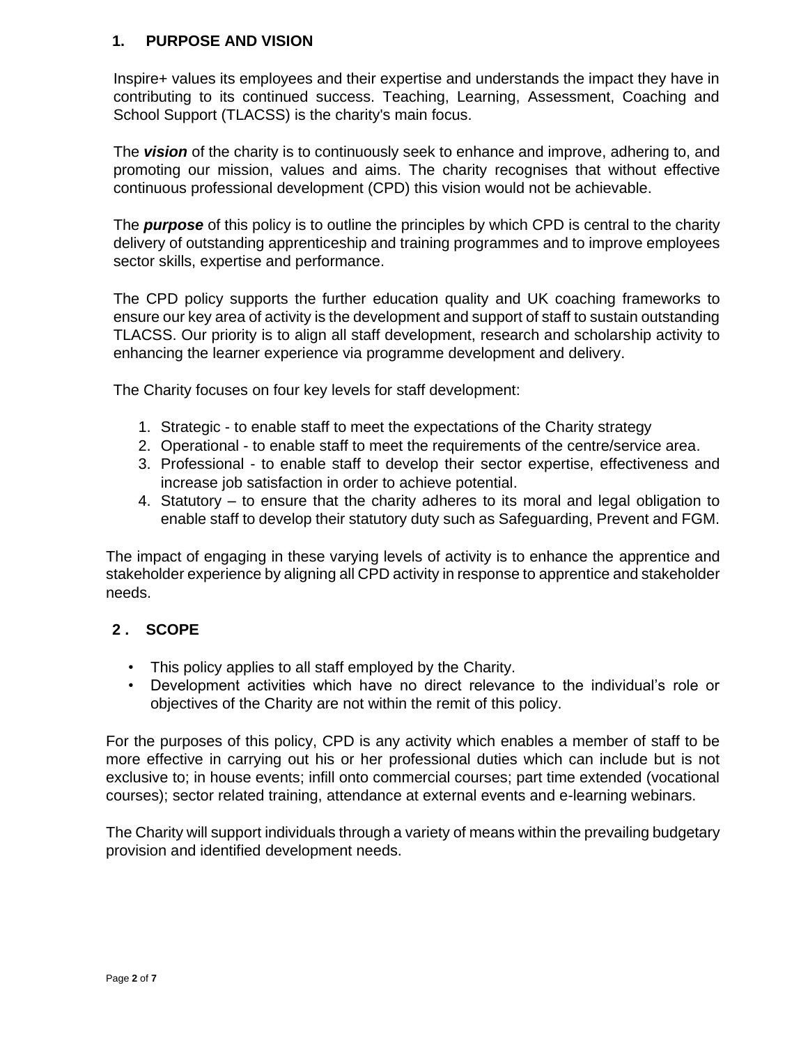## 1. PURPOSE AND VISION

Inspire+ values its employees and their expertise and understands the impact they have in contributing to its continued success. Teaching, Learning, Assessment, Coaching and School Support (TLACSS) is the charity's main focus.

The ***vision*** of the charity is to continuously seek to enhance and improve, adhering to, and promoting our mission, values and aims. The charity recognises that without effective continuous professional development (CPD) this vision would not be achievable.

The ***purpose*** of this policy is to outline the principles by which CPD is central to the charity delivery of outstanding apprenticeship and training programmes and to improve employees sector skills, expertise and performance.

The CPD policy supports the further education quality and UK coaching frameworks to ensure our key area of activity is the development and support of staff to sustain outstanding TLACSS. Our priority is to align all staff development, research and scholarship activity to enhancing the learner experience via programme development and delivery.

The Charity focuses on four key levels for staff development:

1. Strategic - to enable staff to meet the expectations of the Charity strategy
2. Operational - to enable staff to meet the requirements of the centre/service area.
3. Professional - to enable staff to develop their sector expertise, effectiveness and increase job satisfaction in order to achieve potential.
4. Statutory – to ensure that the charity adheres to its moral and legal obligation to enable staff to develop their statutory duty such as Safeguarding, Prevent and FGM.

The impact of engaging in these varying levels of activity is to enhance the apprentice and stakeholder experience by aligning all CPD activity in response to apprentice and stakeholder needs.

## 2. SCOPE

- This policy applies to all staff employed by the Charity.
- Development activities which have no direct relevance to the individual's role or objectives of the Charity are not within the remit of this policy.

For the purposes of this policy, CPD is any activity which enables a member of staff to be more effective in carrying out his or her professional duties which can include but is not exclusive to; in house events; infill onto commercial courses; part time extended (vocational courses); sector related training, attendance at external events and e-learning webinars.

The Charity will support individuals through a variety of means within the prevailing budgetary provision and identified development needs.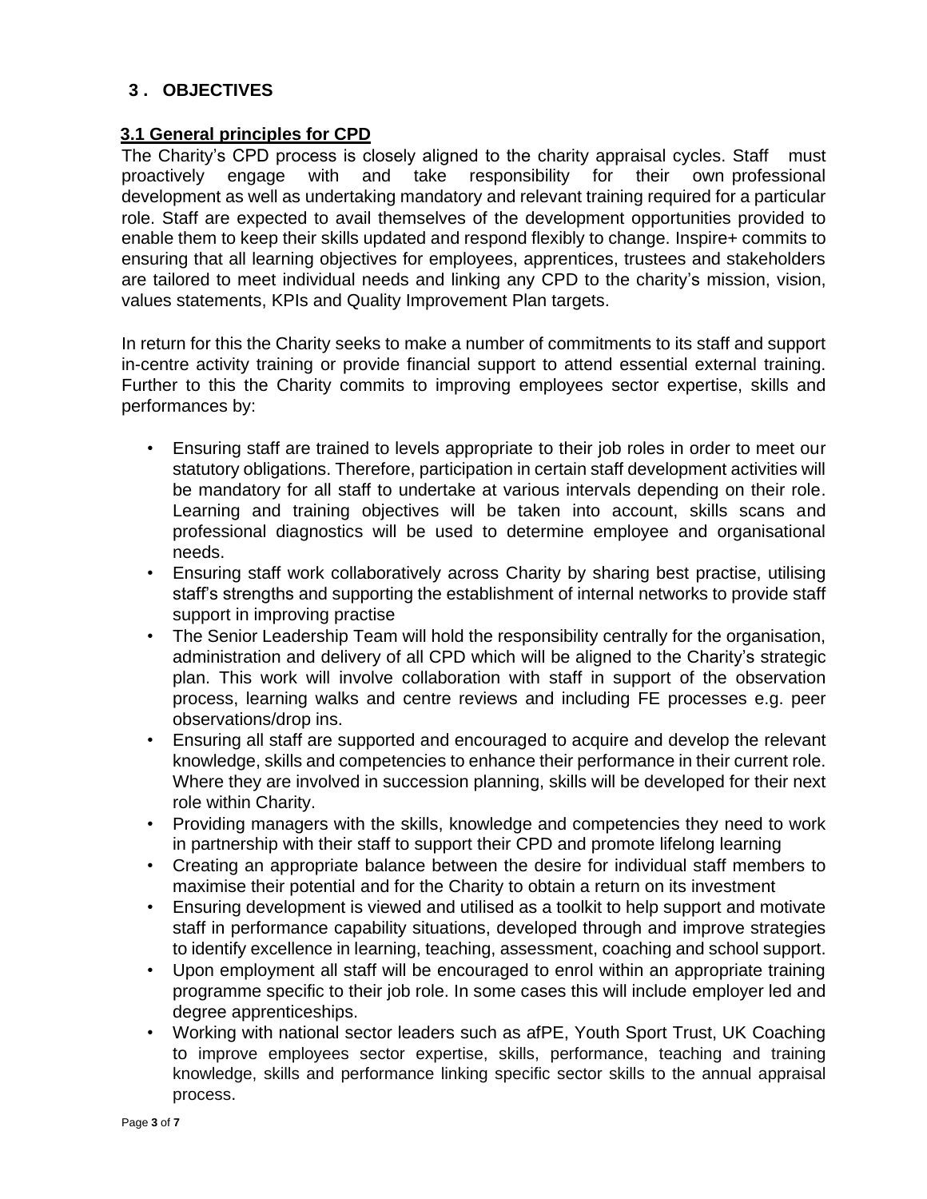## 3. OBJECTIVES

### 3.1 General principles for CPD

The Charity's CPD process is closely aligned to the charity appraisal cycles. Staff must proactively engage with and take responsibility for their own professional development as well as undertaking mandatory and relevant training required for a particular role. Staff are expected to avail themselves of the development opportunities provided to enable them to keep their skills updated and respond flexibly to change. Inspire+ commits to ensuring that all learning objectives for employees, apprentices, trustees and stakeholders are tailored to meet individual needs and linking any CPD to the charity's mission, vision, values statements, KPIs and Quality Improvement Plan targets.

In return for this the Charity seeks to make a number of commitments to its staff and support in-centre activity training or provide financial support to attend essential external training. Further to this the Charity commits to improving employees sector expertise, skills and performances by:

- Ensuring staff are trained to levels appropriate to their job roles in order to meet our statutory obligations. Therefore, participation in certain staff development activities will be mandatory for all staff to undertake at various intervals depending on their role. Learning and training objectives will be taken into account, skills scans and professional diagnostics will be used to determine employee and organisational needs.
- Ensuring staff work collaboratively across Charity by sharing best practise, utilising staff's strengths and supporting the establishment of internal networks to provide staff support in improving practise
- The Senior Leadership Team will hold the responsibility centrally for the organisation, administration and delivery of all CPD which will be aligned to the Charity's strategic plan. This work will involve collaboration with staff in support of the observation process, learning walks and centre reviews and including FE processes e.g. peer observations/drop ins.
- Ensuring all staff are supported and encouraged to acquire and develop the relevant knowledge, skills and competencies to enhance their performance in their current role. Where they are involved in succession planning, skills will be developed for their next role within Charity.
- Providing managers with the skills, knowledge and competencies they need to work in partnership with their staff to support their CPD and promote lifelong learning
- Creating an appropriate balance between the desire for individual staff members to maximise their potential and for the Charity to obtain a return on its investment
- Ensuring development is viewed and utilised as a toolkit to help support and motivate staff in performance capability situations, developed through and improve strategies to identify excellence in learning, teaching, assessment, coaching and school support.
- Upon employment all staff will be encouraged to enrol within an appropriate training programme specific to their job role. In some cases this will include employer led and degree apprenticeships.
- Working with national sector leaders such as afPE, Youth Sport Trust, UK Coaching to improve employees sector expertise, skills, performance, teaching and training knowledge, skills and performance linking specific sector skills to the annual appraisal process.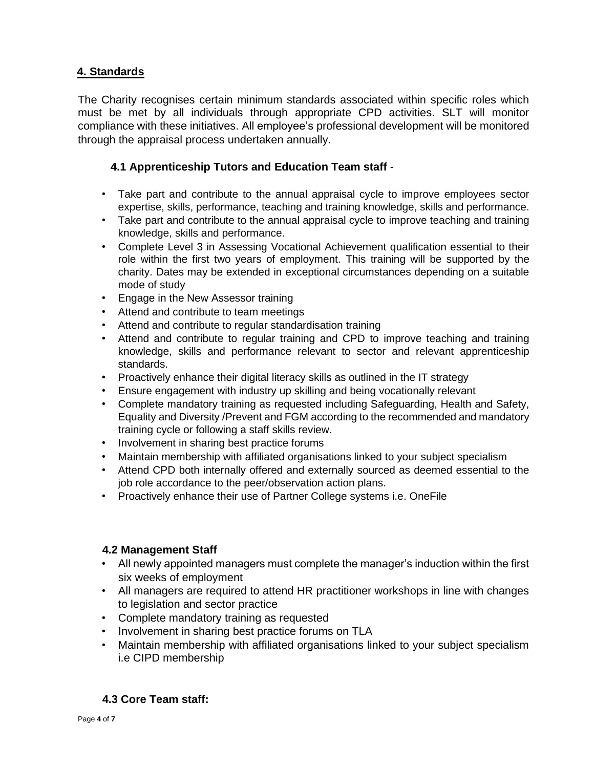## 4. Standards

The Charity recognises certain minimum standards associated within specific roles which must be met by all individuals through appropriate CPD activities. SLT will monitor compliance with these initiatives. All employee's professional development will be monitored through the appraisal process undertaken annually.

### 4.1 Apprenticeship Tutors and Education Team staff -

- Take part and contribute to the annual appraisal cycle to improve employees sector expertise, skills, performance, teaching and training knowledge, skills and performance.
- Take part and contribute to the annual appraisal cycle to improve teaching and training knowledge, skills and performance.
- Complete Level 3 in Assessing Vocational Achievement qualification essential to their role within the first two years of employment. This training will be supported by the charity. Dates may be extended in exceptional circumstances depending on a suitable mode of study
- Engage in the New Assessor training
- Attend and contribute to team meetings
- Attend and contribute to regular standardisation training
- Attend and contribute to regular training and CPD to improve teaching and training knowledge, skills and performance relevant to sector and relevant apprenticeship standards.
- Proactively enhance their digital literacy skills as outlined in the IT strategy
- Ensure engagement with industry up skilling and being vocationally relevant
- Complete mandatory training as requested including Safeguarding, Health and Safety, Equality and Diversity /Prevent and FGM according to the recommended and mandatory training cycle or following a staff skills review.
- Involvement in sharing best practice forums
- Maintain membership with affiliated organisations linked to your subject specialism
- Attend CPD both internally offered and externally sourced as deemed essential to the job role accordance to the peer/observation action plans.
- Proactively enhance their use of Partner College systems i.e. OneFile

### 4.2 Management Staff

- All newly appointed managers must complete the manager's induction within the first six weeks of employment
- All managers are required to attend HR practitioner workshops in line with changes to legislation and sector practice
- Complete mandatory training as requested
- Involvement in sharing best practice forums on TLA
- Maintain membership with affiliated organisations linked to your subject specialism i.e CIPD membership

### 4.3 Core Team staff: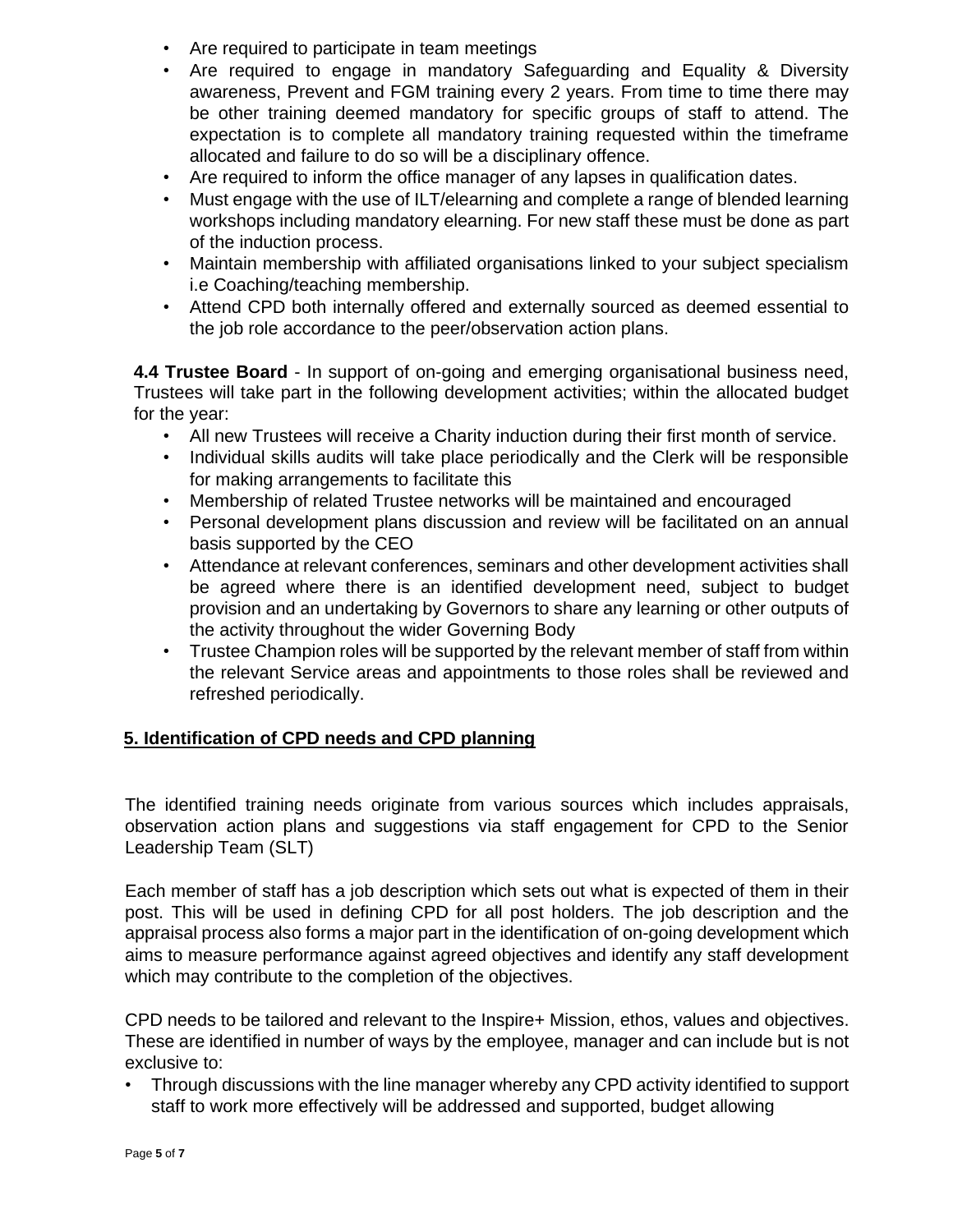- Are required to participate in team meetings
- Are required to engage in mandatory Safeguarding and Equality & Diversity awareness, Prevent and FGM training every 2 years. From time to time there may be other training deemed mandatory for specific groups of staff to attend. The expectation is to complete all mandatory training requested within the timeframe allocated and failure to do so will be a disciplinary offence.
- Are required to inform the office manager of any lapses in qualification dates.
- Must engage with the use of ILT/elearning and complete a range of blended learning workshops including mandatory elearning. For new staff these must be done as part of the induction process.
- Maintain membership with affiliated organisations linked to your subject specialism i.e Coaching/teaching membership.
- Attend CPD both internally offered and externally sourced as deemed essential to the job role accordance to the peer/observation action plans.

**4.4 Trustee Board** - In support of on-going and emerging organisational business need, Trustees will take part in the following development activities; within the allocated budget for the year:

- All new Trustees will receive a Charity induction during their first month of service.
- Individual skills audits will take place periodically and the Clerk will be responsible for making arrangements to facilitate this
- Membership of related Trustee networks will be maintained and encouraged
- Personal development plans discussion and review will be facilitated on an annual basis supported by the CEO
- Attendance at relevant conferences, seminars and other development activities shall be agreed where there is an identified development need, subject to budget provision and an undertaking by Governors to share any learning or other outputs of the activity throughout the wider Governing Body
- Trustee Champion roles will be supported by the relevant member of staff from within the relevant Service areas and appointments to those roles shall be reviewed and refreshed periodically.

## 5. Identification of CPD needs and CPD planning

The identified training needs originate from various sources which includes appraisals, observation action plans and suggestions via staff engagement for CPD to the Senior Leadership Team (SLT)

Each member of staff has a job description which sets out what is expected of them in their post. This will be used in defining CPD for all post holders. The job description and the appraisal process also forms a major part in the identification of on-going development which aims to measure performance against agreed objectives and identify any staff development which may contribute to the completion of the objectives.

CPD needs to be tailored and relevant to the Inspire+ Mission, ethos, values and objectives. These are identified in number of ways by the employee, manager and can include but is not exclusive to:

- Through discussions with the line manager whereby any CPD activity identified to support staff to work more effectively will be addressed and supported, budget allowing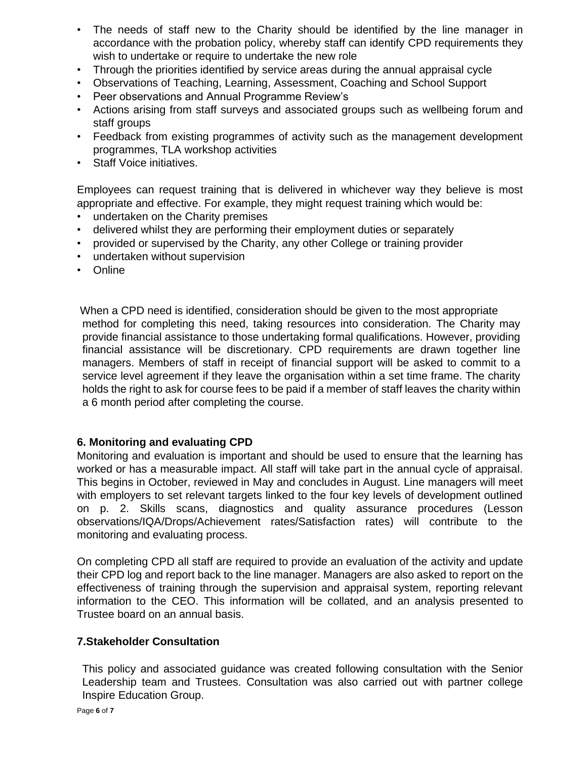- The needs of staff new to the Charity should be identified by the line manager in accordance with the probation policy, whereby staff can identify CPD requirements they wish to undertake or require to undertake the new role
- Through the priorities identified by service areas during the annual appraisal cycle
- Observations of Teaching, Learning, Assessment, Coaching and School Support
- Peer observations and Annual Programme Review's
- Actions arising from staff surveys and associated groups such as wellbeing forum and staff groups
- Feedback from existing programmes of activity such as the management development programmes, TLA workshop activities
- Staff Voice initiatives.

Employees can request training that is delivered in whichever way they believe is most appropriate and effective. For example, they might request training which would be:

- undertaken on the Charity premises
- delivered whilst they are performing their employment duties or separately
- provided or supervised by the Charity, any other College or training provider
- undertaken without supervision
- Online

When a CPD need is identified, consideration should be given to the most appropriate method for completing this need, taking resources into consideration. The Charity may provide financial assistance to those undertaking formal qualifications. However, providing financial assistance will be discretionary. CPD requirements are drawn together line managers. Members of staff in receipt of financial support will be asked to commit to a service level agreement if they leave the organisation within a set time frame. The charity holds the right to ask for course fees to be paid if a member of staff leaves the charity within a 6 month period after completing the course.

## 6. Monitoring and evaluating CPD

Monitoring and evaluation is important and should be used to ensure that the learning has worked or has a measurable impact. All staff will take part in the annual cycle of appraisal. This begins in October, reviewed in May and concludes in August. Line managers will meet with employers to set relevant targets linked to the four key levels of development outlined on p. 2. Skills scans, diagnostics and quality assurance procedures (Lesson observations/IQA/Drops/Achievement rates/Satisfaction rates) will contribute to the monitoring and evaluating process.

On completing CPD all staff are required to provide an evaluation of the activity and update their CPD log and report back to the line manager. Managers are also asked to report on the effectiveness of training through the supervision and appraisal system, reporting relevant information to the CEO. This information will be collated, and an analysis presented to Trustee board on an annual basis.

## 7.Stakeholder Consultation

This policy and associated guidance was created following consultation with the Senior Leadership team and Trustees. Consultation was also carried out with partner college Inspire Education Group.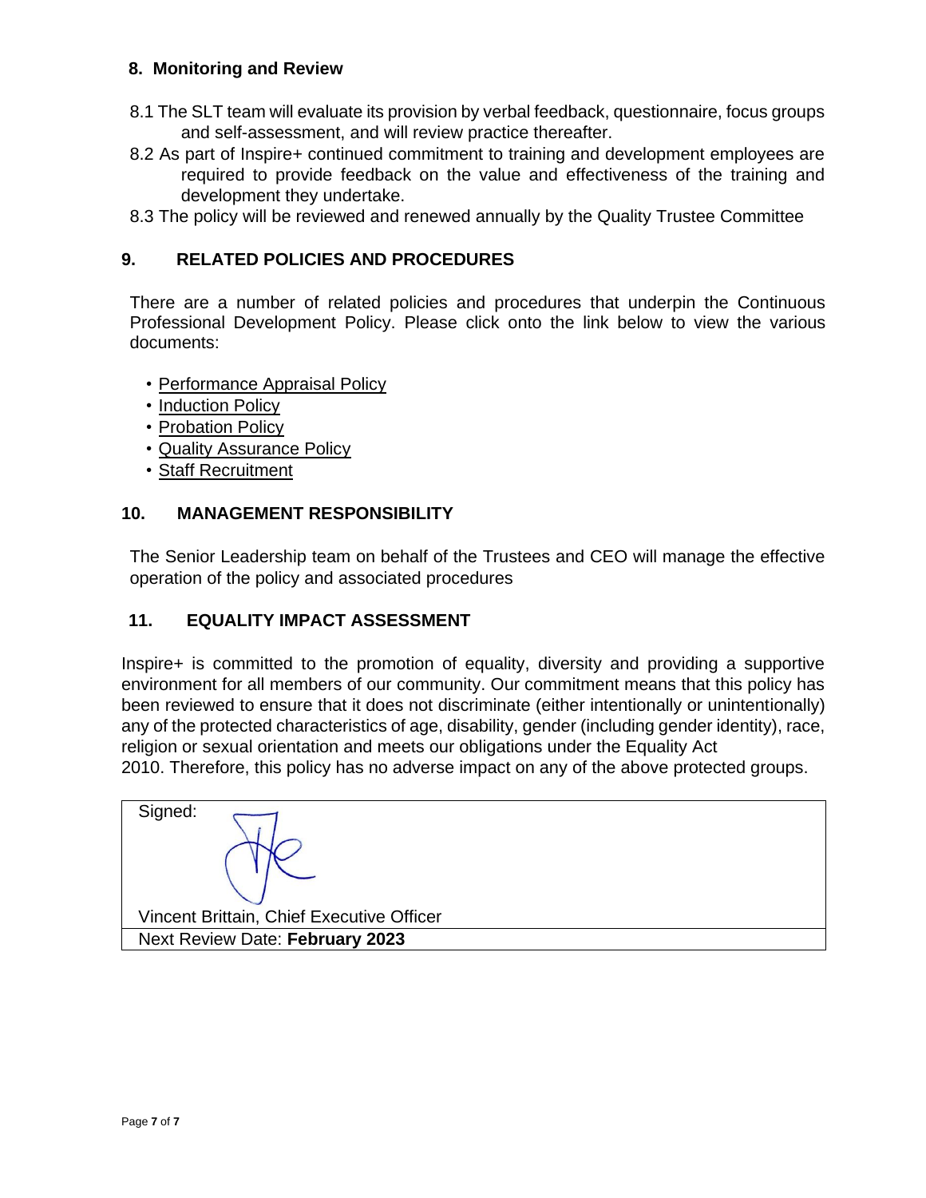## 8. Monitoring and Review

8.1 The SLT team will evaluate its provision by verbal feedback, questionnaire, focus groups and self-assessment, and will review practice thereafter.

8.2 As part of Inspire+ continued commitment to training and development employees are required to provide feedback on the value and effectiveness of the training and development they undertake.

8.3 The policy will be reviewed and renewed annually by the Quality Trustee Committee

## 9. RELATED POLICIES AND PROCEDURES

There are a number of related policies and procedures that underpin the Continuous Professional Development Policy. Please click onto the link below to view the various documents:

- Performance Appraisal Policy
- Induction Policy
- Probation Policy
- Quality Assurance Policy
- Staff Recruitment

## 10. MANAGEMENT RESPONSIBILITY

The Senior Leadership team on behalf of the Trustees and CEO will manage the effective operation of the policy and associated procedures

## 11. EQUALITY IMPACT ASSESSMENT

Inspire+ is committed to the promotion of equality, diversity and providing a supportive environment for all members of our community. Our commitment means that this policy has been reviewed to ensure that it does not discriminate (either intentionally or unintentionally) any of the protected characteristics of age, disability, gender (including gender identity), race, religion or sexual orientation and meets our obligations under the Equality Act 2010. Therefore, this policy has no adverse impact on any of the above protected groups.

| |
|---|
| Signed:<br><br>Vincent Brittain, Chief Executive Officer |
| Next Review Date: **February 2023** |